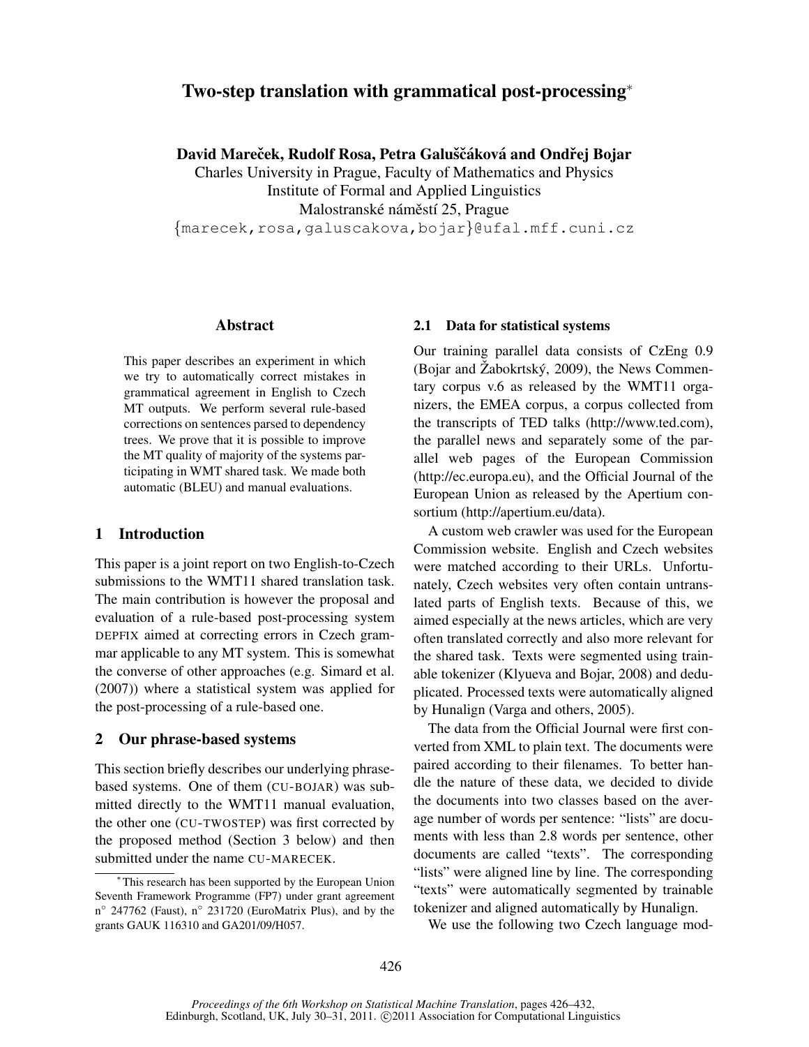# Two-step translation with grammatical post-processing*

**David Mareček, Rudolf Rosa, Petra Galuščáková and Ondřej Bojar**
Charles University in Prague, Faculty of Mathematics and Physics
Institute of Formal and Applied Linguistics
Malostranské náměstí 25, Prague
{marecek,rosa,galuscakova,bojar}@ufal.mff.cuni.cz

## Abstract

This paper describes an experiment in which we try to automatically correct mistakes in grammatical agreement in English to Czech MT outputs. We perform several rule-based corrections on sentences parsed to dependency trees. We prove that it is possible to improve the MT quality of majority of the systems participating in WMT shared task. We made both automatic (BLEU) and manual evaluations.

## 1 Introduction

This paper is a joint report on two English-to-Czech submissions to the WMT11 shared translation task. The main contribution is however the proposal and evaluation of a rule-based post-processing system DEPFIX aimed at correcting errors in Czech grammar applicable to any MT system. This is somewhat the converse of other approaches (e.g. Simard et al. (2007)) where a statistical system was applied for the post-processing of a rule-based one.

## 2 Our phrase-based systems

This section briefly describes our underlying phrase-based systems. One of them (CU-BOJAR) was submitted directly to the WMT11 manual evaluation, the other one (CU-TWOSTEP) was first corrected by the proposed method (Section 3 below) and then submitted under the name CU-MARECEK.

### 2.1 Data for statistical systems

Our training parallel data consists of CzEng 0.9 (Bojar and Žabokrtský, 2009), the News Commentary corpus v.6 as released by the WMT11 organizers, the EMEA corpus, a corpus collected from the transcripts of TED talks (http://www.ted.com), the parallel news and separately some of the parallel web pages of the European Commission (http://ec.europa.eu), and the Official Journal of the European Union as released by the Apertium consortium (http://apertium.eu/data).

A custom web crawler was used for the European Commission website. English and Czech websites were matched according to their URLs. Unfortunately, Czech websites very often contain untranslated parts of English texts. Because of this, we aimed especially at the news articles, which are very often translated correctly and also more relevant for the shared task. Texts were segmented using trainable tokenizer (Klyueva and Bojar, 2008) and deduplicated. Processed texts were automatically aligned by Hunalign (Varga and others, 2005).

The data from the Official Journal were first converted from XML to plain text. The documents were paired according to their filenames. To better handle the nature of these data, we decided to divide the documents into two classes based on the average number of words per sentence: "lists" are documents with less than 2.8 words per sentence, other documents are called "texts". The corresponding "lists" were aligned line by line. The corresponding "texts" were automatically segmented by trainable tokenizer and aligned automatically by Hunalign.

We use the following two Czech language mod-

*This research has been supported by the European Union Seventh Framework Programme (FP7) under grant agreement n° 247762 (Faust), n° 231720 (EuroMatrix Plus), and by the grants GAUK 116310 and GA201/09/H057.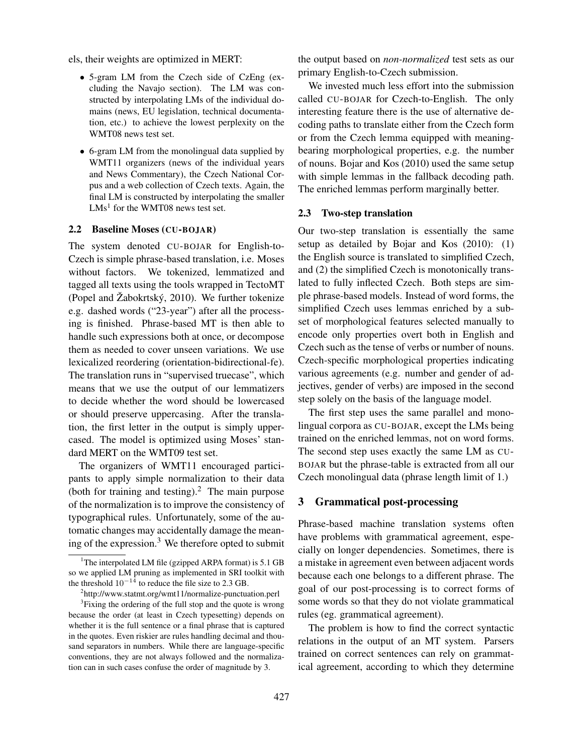els, their weights are optimized in MERT:

- 5-gram LM from the Czech side of CzEng (excluding the Navajo section). The LM was constructed by interpolating LMs of the individual domains (news, EU legislation, technical documentation, etc.) to achieve the lowest perplexity on the WMT08 news test set.
- 6-gram LM from the monolingual data supplied by WMT11 organizers (news of the individual years and News Commentary), the Czech National Corpus and a web collection of Czech texts. Again, the final LM is constructed by interpolating the smaller LMs[1] for the WMT08 news test set.

### 2.2 Baseline Moses (CU-BOJAR)

The system denoted CU-BOJAR for English-to-Czech is simple phrase-based translation, i.e. Moses without factors. We tokenized, lemmatized and tagged all texts using the tools wrapped in TectoMT (Popel and Žabokrtský, 2010). We further tokenize e.g. dashed words ("23-year") after all the processing is finished. Phrase-based MT is then able to handle such expressions both at once, or decompose them as needed to cover unseen variations. We use lexicalized reordering (orientation-bidirectional-fe). The translation runs in "supervised truecase", which means that we use the output of our lemmatizers to decide whether the word should be lowercased or should preserve uppercasing. After the translation, the first letter in the output is simply uppercased. The model is optimized using Moses' standard MERT on the WMT09 test set.

The organizers of WMT11 encouraged participants to apply simple normalization to their data (both for training and testing).[2] The main purpose of the normalization is to improve the consistency of typographical rules. Unfortunately, some of the automatic changes may accidentally damage the meaning of the expression.[3] We therefore opted to submit the output based on *non-normalized* test sets as our primary English-to-Czech submission.

We invested much less effort into the submission called CU-BOJAR for Czech-to-English. The only interesting feature there is the use of alternative decoding paths to translate either from the Czech form or from the Czech lemma equipped with meaning-bearing morphological properties, e.g. the number of nouns. Bojar and Kos (2010) used the same setup with simple lemmas in the fallback decoding path. The enriched lemmas perform marginally better.

### 2.3 Two-step translation

Our two-step translation is essentially the same setup as detailed by Bojar and Kos (2010): (1) the English source is translated to simplified Czech, and (2) the simplified Czech is monotonically translated to fully inflected Czech. Both steps are simple phrase-based models. Instead of word forms, the simplified Czech uses lemmas enriched by a subset of morphological features selected manually to encode only properties overt both in English and Czech such as the tense of verbs or number of nouns. Czech-specific morphological properties indicating various agreements (e.g. number and gender of adjectives, gender of verbs) are imposed in the second step solely on the basis of the language model.

The first step uses the same parallel and monolingual corpora as CU-BOJAR, except the LMs being trained on the enriched lemmas, not on word forms. The second step uses exactly the same LM as CU-BOJAR but the phrase-table is extracted from all our Czech monolingual data (phrase length limit of 1.)

## 3 Grammatical post-processing

Phrase-based machine translation systems often have problems with grammatical agreement, especially on longer dependencies. Sometimes, there is a mistake in agreement even between adjacent words because each one belongs to a different phrase. The goal of our post-processing is to correct forms of some words so that they do not violate grammatical rules (eg. grammatical agreement).

The problem is how to find the correct syntactic relations in the output of an MT system. Parsers trained on correct sentences can rely on grammatical agreement, according to which they determine

---

[1] The interpolated LM file (gzipped ARPA format) is 5.1 GB so we applied LM pruning as implemented in SRI toolkit with the threshold $10^{-14}$ to reduce the file size to 2.3 GB.

[2] http://www.statmt.org/wmt11/normalize-punctuation.perl

[3] Fixing the ordering of the full stop and the quote is wrong because the order (at least in Czech typesetting) depends on whether it is the full sentence or a final phrase that is captured in the quotes. Even riskier are rules handling decimal and thousand separators in numbers. While there are language-specific conventions, they are not always followed and the normalization can in such cases confuse the order of magnitude by 3.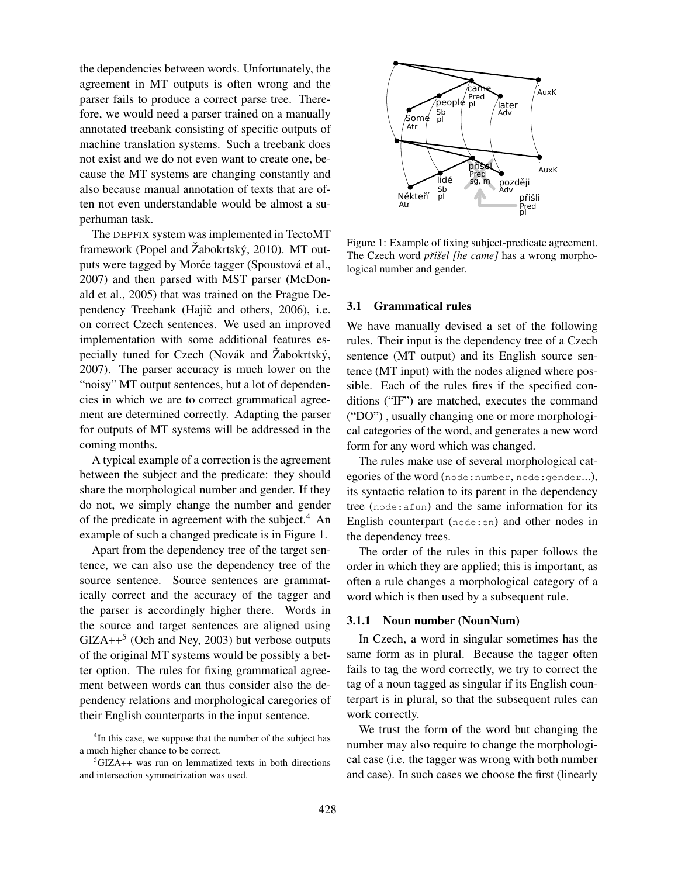the dependencies between words. Unfortunately, the agreement in MT outputs is often wrong and the parser fails to produce a correct parse tree. Therefore, we would need a parser trained on a manually annotated treebank consisting of specific outputs of machine translation systems. Such a treebank does not exist and we do not even want to create one, because the MT systems are changing constantly and also because manual annotation of texts that are often not even understandable would be almost a superhuman task.

The DEPFIX system was implemented in TectoMT framework (Popel and Žabokrtský, 2010). MT outputs were tagged by Morče tagger (Spoustová et al., 2007) and then parsed with MST parser (McDonald et al., 2005) that was trained on the Prague Dependency Treebank (Hajič and others, 2006), i.e. on correct Czech sentences. We used an improved implementation with some additional features especially tuned for Czech (Novák and Žabokrtský, 2007). The parser accuracy is much lower on the "noisy" MT output sentences, but a lot of dependencies in which we are to correct grammatical agreement are determined correctly. Adapting the parser for outputs of MT systems will be addressed in the coming months.

A typical example of a correction is the agreement between the subject and the predicate: they should share the morphological number and gender. If they do not, we simply change the number and gender of the predicate in agreement with the subject.[4] An example of such a changed predicate is in Figure 1.

Apart from the dependency tree of the target sentence, we can also use the dependency tree of the source sentence. Source sentences are grammatically correct and the accuracy of the tagger and the parser is accordingly higher there. Words in the source and target sentences are aligned using GIZA++[5] (Och and Ney, 2003) but verbose outputs of the original MT systems would be possibly a better option. The rules for fixing grammatical agreement between words can thus consider also the dependency relations and morphological caregories of their English counterparts in the input sentence.

[4] In this case, we suppose that the number of the subject has a much higher chance to be correct.

[5] GIZA++ was run on lemmatized texts in both directions and intersection symmetrization was used.

Figure 1: Example of fixing subject-predicate agreement. The Czech word ***přišel** [he came]* has a wrong morphological number and gender.

### 3.1 Grammatical rules

We have manually devised a set of the following rules. Their input is the dependency tree of a Czech sentence (MT output) and its English source sentence (MT input) with the nodes aligned where possible. Each of the rules fires if the specified conditions ("IF") are matched, executes the command ("DO") , usually changing one or more morphological categories of the word, and generates a new word form for any word which was changed.

The rules make use of several morphological categories of the word (`node:number`, `node:gender`...), its syntactic relation to its parent in the dependency tree (`node:afun`) and the same information for its English counterpart (`node:en`) and other nodes in the dependency trees.

The order of the rules in this paper follows the order in which they are applied; this is important, as often a rule changes a morphological category of a word which is then used by a subsequent rule.

#### 3.1.1 Noun number (NounNum)

In Czech, a word in singular sometimes has the same form as in plural. Because the tagger often fails to tag the word correctly, we try to correct the tag of a noun tagged as singular if its English counterpart is in plural, so that the subsequent rules can work correctly.

We trust the form of the word but changing the number may also require to change the morphological case (i.e. the tagger was wrong with both number and case). In such cases we choose the first (linearly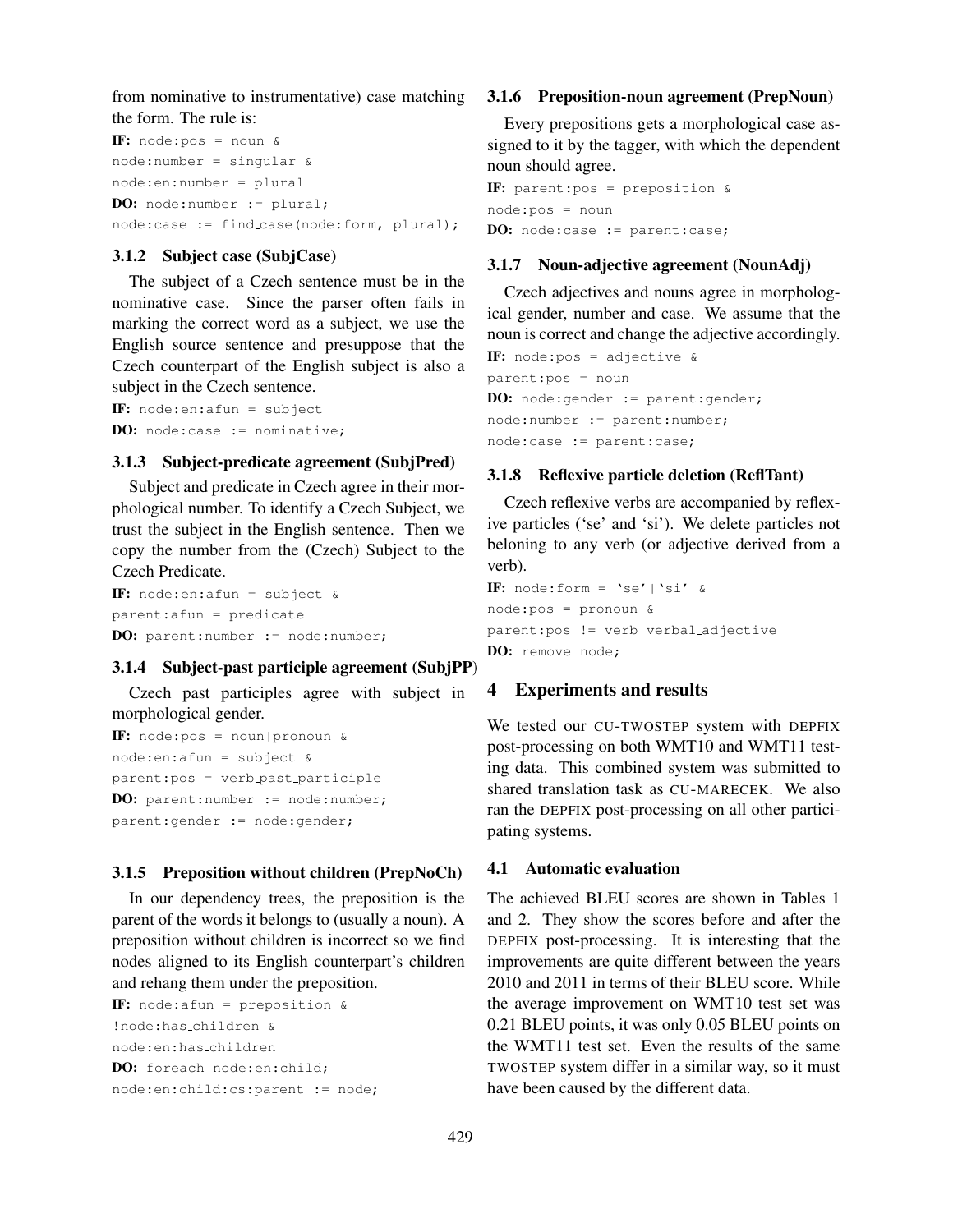from nominative to instrumentative) case matching the form. The rule is:

**IF:** `node:pos = noun &`
`node:number = singular &`
`node:en:number = plural`
**DO:** `node:number := plural;`
`node:case := find_case(node:form, plural);`

### 3.1.2 Subject case (SubjCase)

The subject of a Czech sentence must be in the nominative case. Since the parser often fails in marking the correct word as a subject, we use the English source sentence and presuppose that the Czech counterpart of the English subject is also a subject in the Czech sentence.

**IF:** `node:en:afun = subject`
**DO:** `node:case := nominative;`

### 3.1.3 Subject-predicate agreement (SubjPred)

Subject and predicate in Czech agree in their morphological number. To identify a Czech Subject, we trust the subject in the English sentence. Then we copy the number from the (Czech) Subject to the Czech Predicate.

**IF:** `node:en:afun = subject &`
`parent:afun = predicate`
**DO:** `parent:number := node:number;`

### 3.1.4 Subject-past participle agreement (SubjPP)

Czech past participles agree with subject in morphological gender.

**IF:** `node:pos = noun|pronoun &`
`node:en:afun = subject &`
`parent:pos = verb_past_participle`
**DO:** `parent:number := node:number;`
`parent:gender := node:gender;`

### 3.1.5 Preposition without children (PrepNoCh)

In our dependency trees, the preposition is the parent of the words it belongs to (usually a noun). A preposition without children is incorrect so we find nodes aligned to its English counterpart's children and rehang them under the preposition.

**IF:** `node:afun = preposition &`
`!node:has_children &`
`node:en:has_children`
**DO:** `foreach node:en:child;`
`node:en:child:cs:parent := node;`

### 3.1.6 Preposition-noun agreement (PrepNoun)

Every prepositions gets a morphological case assigned to it by the tagger, with which the dependent noun should agree.

**IF:** `parent:pos = preposition &`
`node:pos = noun`
**DO:** `node:case := parent:case;`

### 3.1.7 Noun-adjective agreement (NounAdj)

Czech adjectives and nouns agree in morphological gender, number and case. We assume that the noun is correct and change the adjective accordingly.

**IF:** `node:pos = adjective &`
`parent:pos = noun`
**DO:** `node:gender := parent:gender;`
`node:number := parent:number;`
`node:case := parent:case;`

### 3.1.8 Reflexive particle deletion (ReflTant)

Czech reflexive verbs are accompanied by reflexive particles ('se' and 'si'). We delete particles not beloning to any verb (or adjective derived from a verb).

**IF:** `node:form = 'se'|'si' &`
`node:pos = pronoun &`
`parent:pos != verb|verbal_adjective`
**DO:** `remove node;`

## 4 Experiments and results

We tested our CU-TWOSTEP system with DEPFIX post-processing on both WMT10 and WMT11 testing data. This combined system was submitted to shared translation task as CU-MARECEK. We also ran the DEPFIX post-processing on all other participating systems.

### 4.1 Automatic evaluation

The achieved BLEU scores are shown in Tables 1 and 2. They show the scores before and after the DEPFIX post-processing. It is interesting that the improvements are quite different between the years 2010 and 2011 in terms of their BLEU score. While the average improvement on WMT10 test set was 0.21 BLEU points, it was only 0.05 BLEU points on the WMT11 test set. Even the results of the same TWOSTEP system differ in a similar way, so it must have been caused by the different data.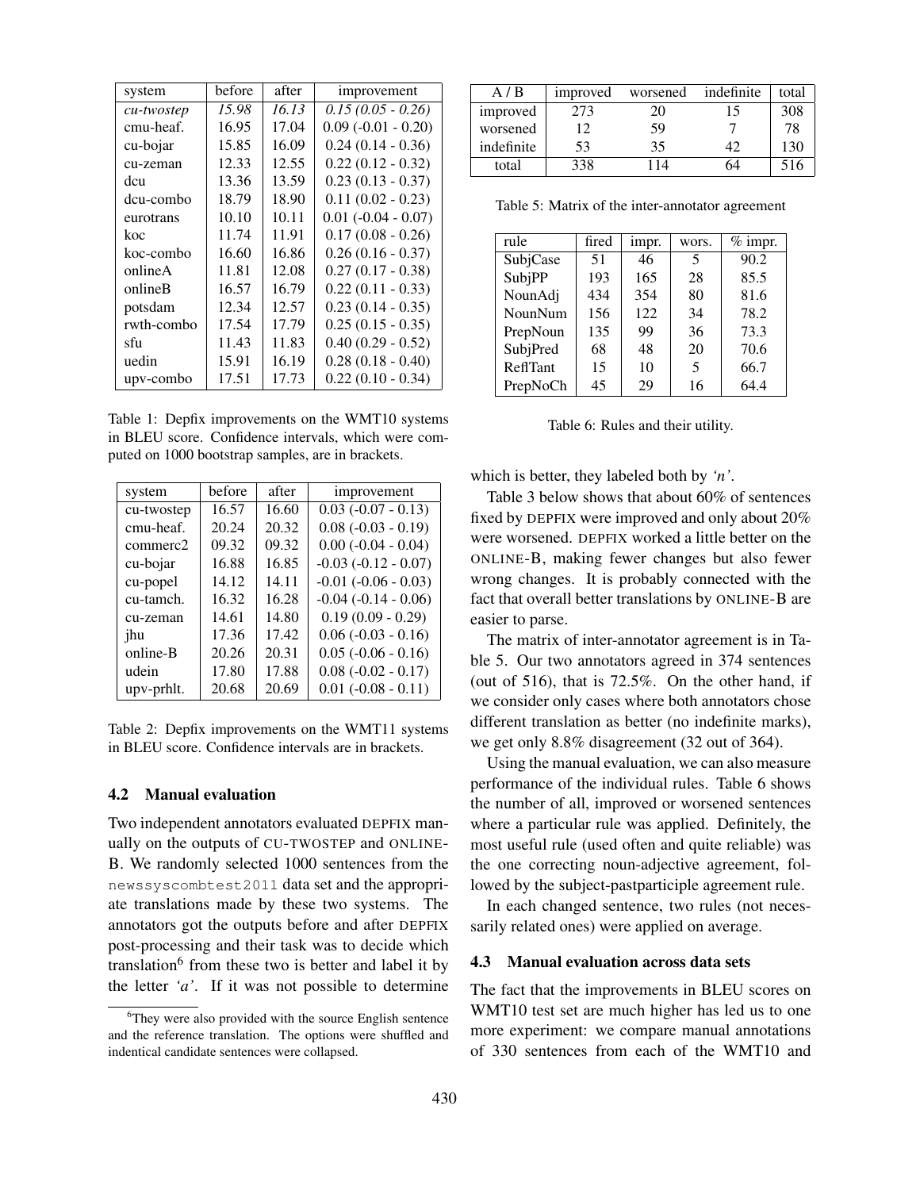| system | before | after | improvement |
|---|---|---|---|
| *cu-twostep* | *15.98* | *16.13* | *0.15 (0.05 - 0.26)* |
| cmu-heaf. | 16.95 | 17.04 | 0.09 (-0.01 - 0.20) |
| cu-bojar | 15.85 | 16.09 | 0.24 (0.14 - 0.36) |
| cu-zeman | 12.33 | 12.55 | 0.22 (0.12 - 0.32) |
| dcu | 13.36 | 13.59 | 0.23 (0.13 - 0.37) |
| dcu-combo | 18.79 | 18.90 | 0.11 (0.02 - 0.23) |
| eurotrans | 10.10 | 10.11 | 0.01 (-0.04 - 0.07) |
| koc | 11.74 | 11.91 | 0.17 (0.08 - 0.26) |
| koc-combo | 16.60 | 16.86 | 0.26 (0.16 - 0.37) |
| onlineA | 11.81 | 12.08 | 0.27 (0.17 - 0.38) |
| onlineB | 16.57 | 16.79 | 0.22 (0.11 - 0.33) |
| potsdam | 12.34 | 12.57 | 0.23 (0.14 - 0.35) |
| rwth-combo | 17.54 | 17.79 | 0.25 (0.15 - 0.35) |
| sfu | 11.43 | 11.83 | 0.40 (0.29 - 0.52) |
| uedin | 15.91 | 16.19 | 0.28 (0.18 - 0.40) |
| upv-combo | 17.51 | 17.73 | 0.22 (0.10 - 0.34) |

Table 1: Depfix improvements on the WMT10 systems in BLEU score. Confidence intervals, which were computed on 1000 bootstrap samples, are in brackets.

| system | before | after | improvement |
|---|---|---|---|
| cu-twostep | 16.57 | 16.60 | 0.03 (-0.07 - 0.13) |
| cmu-heaf. | 20.24 | 20.32 | 0.08 (-0.03 - 0.19) |
| commerc2 | 09.32 | 09.32 | 0.00 (-0.04 - 0.04) |
| cu-bojar | 16.88 | 16.85 | -0.03 (-0.12 - 0.07) |
| cu-popel | 14.12 | 14.11 | -0.01 (-0.06 - 0.03) |
| cu-tamch. | 16.32 | 16.28 | -0.04 (-0.14 - 0.06) |
| cu-zeman | 14.61 | 14.80 | 0.19 (0.09 - 0.29) |
| jhu | 17.36 | 17.42 | 0.06 (-0.03 - 0.16) |
| online-B | 20.26 | 20.31 | 0.05 (-0.06 - 0.16) |
| udein | 17.80 | 17.88 | 0.08 (-0.02 - 0.17) |
| upv-prhlt. | 20.68 | 20.69 | 0.01 (-0.08 - 0.11) |

Table 2: Depfix improvements on the WMT11 systems in BLEU score. Confidence intervals are in brackets.

### 4.2 Manual evaluation

Two independent annotators evaluated DEPFIX manually on the outputs of CU-TWOSTEP and ONLINE-B. We randomly selected 1000 sentences from the `newssyscombtest2011` data set and the appropriate translations made by these two systems. The annotators got the outputs before and after DEPFIX post-processing and their task was to decide which translation[6] from these two is better and label it by the letter *'a'*. If it was not possible to determine which is better, they labeled both by *'n'*.

[6] They were also provided with the source English sentence and the reference translation. The options were shuffled and indentical candidate sentences were collapsed.

Table 3 below shows that about 60% of sentences fixed by DEPFIX were improved and only about 20% were worsened. DEPFIX worked a little better on the ONLINE-B, making fewer changes but also fewer wrong changes. It is probably connected with the fact that overall better translations by ONLINE-B are easier to parse.

| A / B | improved | worsened | indefinite | total |
|---|---|---|---|---|
| improved | 273 | 20 | 15 | 308 |
| worsened | 12 | 59 | 7 | 78 |
| indefinite | 53 | 35 | 42 | 130 |
| total | 338 | 114 | 64 | 516 |

Table 5: Matrix of the inter-annotator agreement

The matrix of inter-annotator agreement is in Table 5. Our two annotators agreed in 374 sentences (out of 516), that is 72.5%. On the other hand, if we consider only cases where both annotators chose different translation as better (no indefinite marks), we get only 8.8% disagreement (32 out of 364).

| rule | fired | impr. | wors. | % impr. |
|---|---|---|---|---|
| SubjCase | 51 | 46 | 5 | 90.2 |
| SubjPP | 193 | 165 | 28 | 85.5 |
| NounAdj | 434 | 354 | 80 | 81.6 |
| NounNum | 156 | 122 | 34 | 78.2 |
| PrepNoun | 135 | 99 | 36 | 73.3 |
| SubjPred | 68 | 48 | 20 | 70.6 |
| ReflTant | 15 | 10 | 5 | 66.7 |
| PrepNoCh | 45 | 29 | 16 | 64.4 |

Table 6: Rules and their utility.

Using the manual evaluation, we can also measure performance of the individual rules. Table 6 shows the number of all, improved or worsened sentences where a particular rule was applied. Definitely, the most useful rule (used often and quite reliable) was the one correcting noun-adjective agreement, followed by the subject-pastparticiple agreement rule.

In each changed sentence, two rules (not necessarily related ones) were applied on average.

### 4.3 Manual evaluation across data sets

The fact that the improvements in BLEU scores on WMT10 test set are much higher has led us to one more experiment: we compare manual annotations of 330 sentences from each of the WMT10 and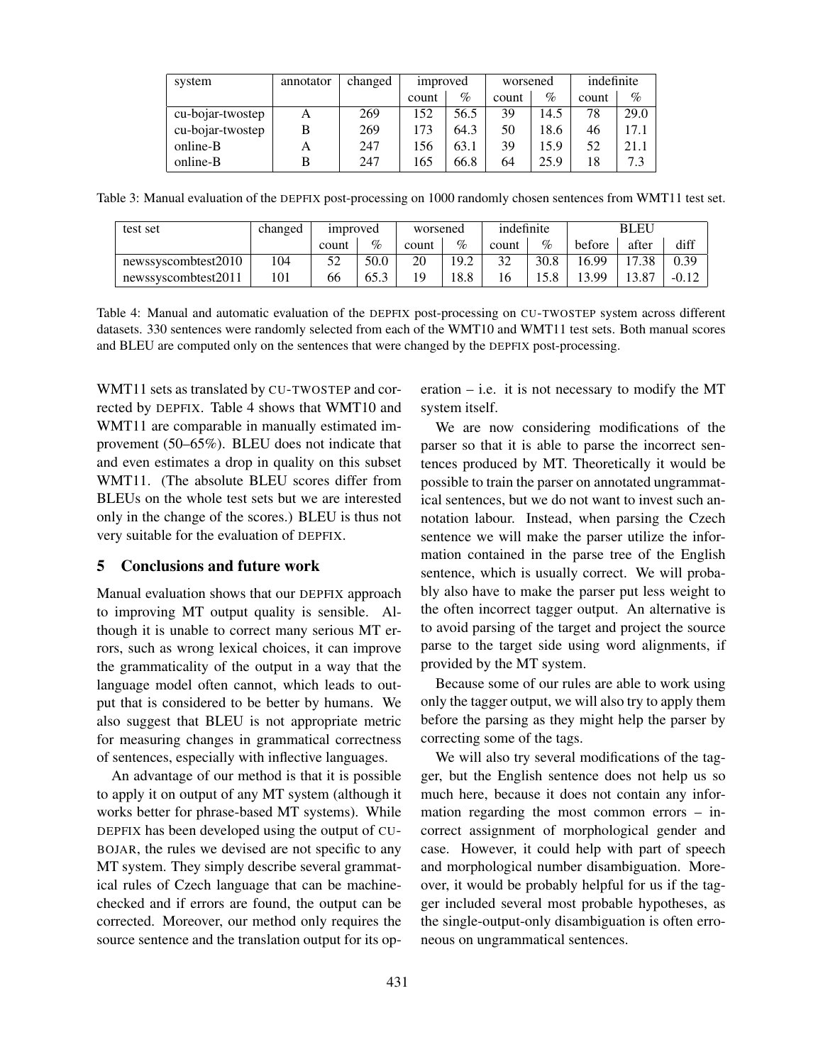| system | annotator | changed | improved | | worsened | | indefinite | |
|---|---|---|---|---|---|---|---|---|
| | | | count | % | count | % | count | % |
| cu-bojar-twostep | A | 269 | 152 | 56.5 | 39 | 14.5 | 78 | 29.0 |
| cu-bojar-twostep | B | 269 | 173 | 64.3 | 50 | 18.6 | 46 | 17.1 |
| online-B | A | 247 | 156 | 63.1 | 39 | 15.9 | 52 | 21.1 |
| online-B | B | 247 | 165 | 66.8 | 64 | 25.9 | 18 | 7.3 |

Table 3: Manual evaluation of the DEPFIX post-processing on 1000 randomly chosen sentences from WMT11 test set.

| test set | changed | improved | | worsened | | indefinite | | BLEU | | |
|---|---|---|---|---|---|---|---|---|---|---|
| | | count | % | count | % | count | % | before | after | diff |
| newssyscombtest2010 | 104 | 52 | 50.0 | 20 | 19.2 | 32 | 30.8 | 16.99 | 17.38 | 0.39 |
| newssyscombtest2011 | 101 | 66 | 65.3 | 19 | 18.8 | 16 | 15.8 | 13.99 | 13.87 | -0.12 |

Table 4: Manual and automatic evaluation of the DEPFIX post-processing on CU-TWOSTEP system across different datasets. 330 sentences were randomly selected from each of the WMT10 and WMT11 test sets. Both manual scores and BLEU are computed only on the sentences that were changed by the DEPFIX post-processing.

WMT11 sets as translated by CU-TWOSTEP and corrected by DEPFIX. Table 4 shows that WMT10 and WMT11 are comparable in manually estimated improvement (50–65%). BLEU does not indicate that and even estimates a drop in quality on this subset WMT11. (The absolute BLEU scores differ from BLEUs on the whole test sets but we are interested only in the change of the scores.) BLEU is thus not very suitable for the evaluation of DEPFIX.

## 5 Conclusions and future work

Manual evaluation shows that our DEPFIX approach to improving MT output quality is sensible. Although it is unable to correct many serious MT errors, such as wrong lexical choices, it can improve the grammaticality of the output in a way that the language model often cannot, which leads to output that is considered to be better by humans. We also suggest that BLEU is not appropriate metric for measuring changes in grammatical correctness of sentences, especially with inflective languages.

An advantage of our method is that it is possible to apply it on output of any MT system (although it works better for phrase-based MT systems). While DEPFIX has been developed using the output of CU-BOJAR, the rules we devised are not specific to any MT system. They simply describe several grammatical rules of Czech language that can be machine-checked and if errors are found, the output can be corrected. Moreover, our method only requires the source sentence and the translation output for its operation – i.e. it is not necessary to modify the MT system itself.

We are now considering modifications of the parser so that it is able to parse the incorrect sentences produced by MT. Theoretically it would be possible to train the parser on annotated ungrammatical sentences, but we do not want to invest such annotation labour. Instead, when parsing the Czech sentence we will make the parser utilize the information contained in the parse tree of the English sentence, which is usually correct. We will probably also have to make the parser put less weight to the often incorrect tagger output. An alternative is to avoid parsing of the target and project the source parse to the target side using word alignments, if provided by the MT system.

Because some of our rules are able to work using only the tagger output, we will also try to apply them before the parsing as they might help the parser by correcting some of the tags.

We will also try several modifications of the tagger, but the English sentence does not help us so much here, because it does not contain any information regarding the most common errors – incorrect assignment of morphological gender and case. However, it could help with part of speech and morphological number disambiguation. Moreover, it would be probably helpful for us if the tagger included several most probable hypotheses, as the single-output-only disambiguation is often erroneous on ungrammatical sentences.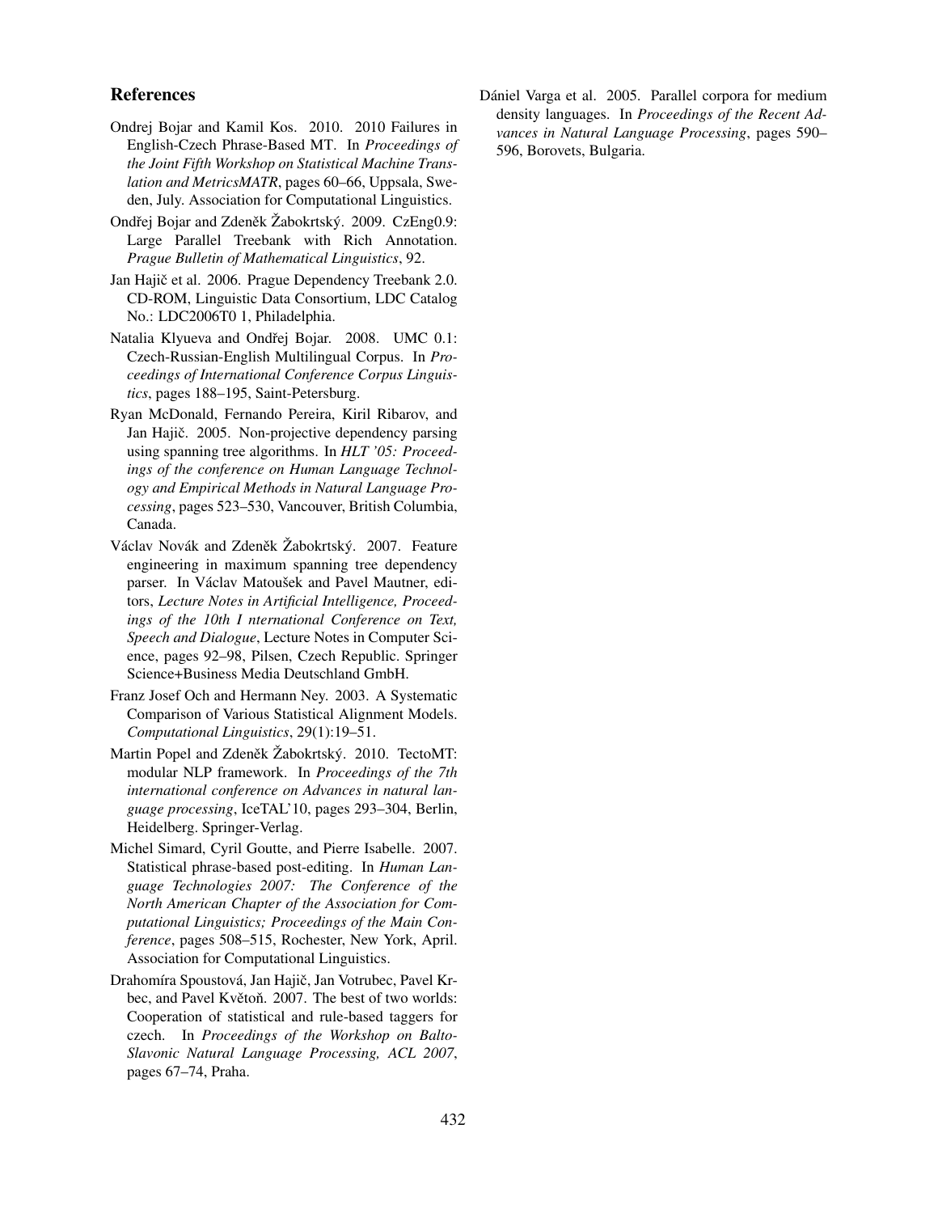## References

Ondrej Bojar and Kamil Kos. 2010. 2010 Failures in English-Czech Phrase-Based MT. In *Proceedings of the Joint Fifth Workshop on Statistical Machine Translation and MetricsMATR*, pages 60–66, Uppsala, Sweden, July. Association for Computational Linguistics.

Ondřej Bojar and Zdeněk Žabokrtský. 2009. CzEng0.9: Large Parallel Treebank with Rich Annotation. *Prague Bulletin of Mathematical Linguistics*, 92.

Jan Hajič et al. 2006. Prague Dependency Treebank 2.0. CD-ROM, Linguistic Data Consortium, LDC Catalog No.: LDC2006T0 1, Philadelphia.

Natalia Klyueva and Ondřej Bojar. 2008. UMC 0.1: Czech-Russian-English Multilingual Corpus. In *Proceedings of International Conference Corpus Linguistics*, pages 188–195, Saint-Petersburg.

Ryan McDonald, Fernando Pereira, Kiril Ribarov, and Jan Hajič. 2005. Non-projective dependency parsing using spanning tree algorithms. In *HLT '05: Proceedings of the conference on Human Language Technology and Empirical Methods in Natural Language Processing*, pages 523–530, Vancouver, British Columbia, Canada.

Václav Novák and Zdeněk Žabokrtský. 2007. Feature engineering in maximum spanning tree dependency parser. In Václav Matoušek and Pavel Mautner, editors, *Lecture Notes in Artificial Intelligence, Proceedings of the 10th I nternational Conference on Text, Speech and Dialogue*, Lecture Notes in Computer Science, pages 92–98, Pilsen, Czech Republic. Springer Science+Business Media Deutschland GmbH.

Franz Josef Och and Hermann Ney. 2003. A Systematic Comparison of Various Statistical Alignment Models. *Computational Linguistics*, 29(1):19–51.

Martin Popel and Zdeněk Žabokrtský. 2010. TectoMT: modular NLP framework. In *Proceedings of the 7th international conference on Advances in natural language processing*, IceTAL'10, pages 293–304, Berlin, Heidelberg. Springer-Verlag.

Michel Simard, Cyril Goutte, and Pierre Isabelle. 2007. Statistical phrase-based post-editing. In *Human Language Technologies 2007: The Conference of the North American Chapter of the Association for Computational Linguistics; Proceedings of the Main Conference*, pages 508–515, Rochester, New York, April. Association for Computational Linguistics.

Drahomíra Spoustová, Jan Hajič, Jan Votrubec, Pavel Krbec, and Pavel Květoň. 2007. The best of two worlds: Cooperation of statistical and rule-based taggers for czech. In *Proceedings of the Workshop on Balto-Slavonic Natural Language Processing, ACL 2007*, pages 67–74, Praha.

Dániel Varga et al. 2005. Parallel corpora for medium density languages. In *Proceedings of the Recent Advances in Natural Language Processing*, pages 590–596, Borovets, Bulgaria.